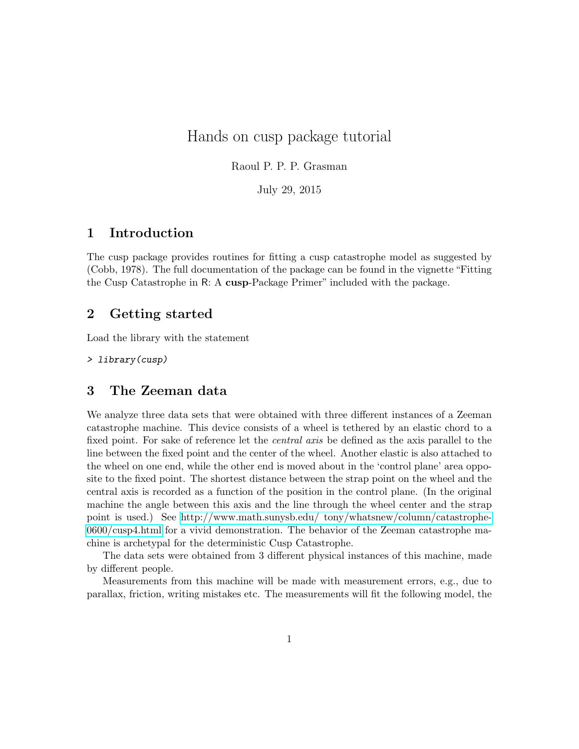# Hands on cusp package tutorial

Raoul P. P. P. Grasman

July 29, 2015

## 1 Introduction

The cusp package provides routines for fitting a cusp catastrophe model as suggested by (Cobb, 1978). The full documentation of the package can be found in the vignette "Fitting the Cusp Catastrophe in R: A **cusp**-Package Primer" included with the package.

## 2 Getting started

Load the library with the statement

```
> library(cusp)
```

## 3 The Zeeman data

We analyze three data sets that were obtained with three different instances of a Zeeman catastrophe machine. This device consists of a wheel is tethered by an elastic chord to a fixed point. For sake of reference let the *central axis* be defined as the axis parallel to the line between the fixed point and the center of the wheel. Another elastic is also attached to the wheel on one end, while the other end is moved about in the 'control plane' area opposite to the fixed point. The shortest distance between the strap point on the wheel and the central axis is recorded as a function of the position in the control plane. (In the original machine the angle between this axis and the line through the wheel center and the strap point is used.) See http://www.math.sunysb.edu/ tony/whatsnew/column/catastrophe-0600/cusp4.html for a vivid demonstration. The behavior of the Zeeman catastrophe machine is archetypal for the deterministic Cusp Catastrophe.

The data sets were obtained from 3 different physical instances of this machine, made by different people.

Measurements from this machine will be made with measurement errors, e.g., due to parallax, friction, writing mistakes etc. The measurements will fit the following model, the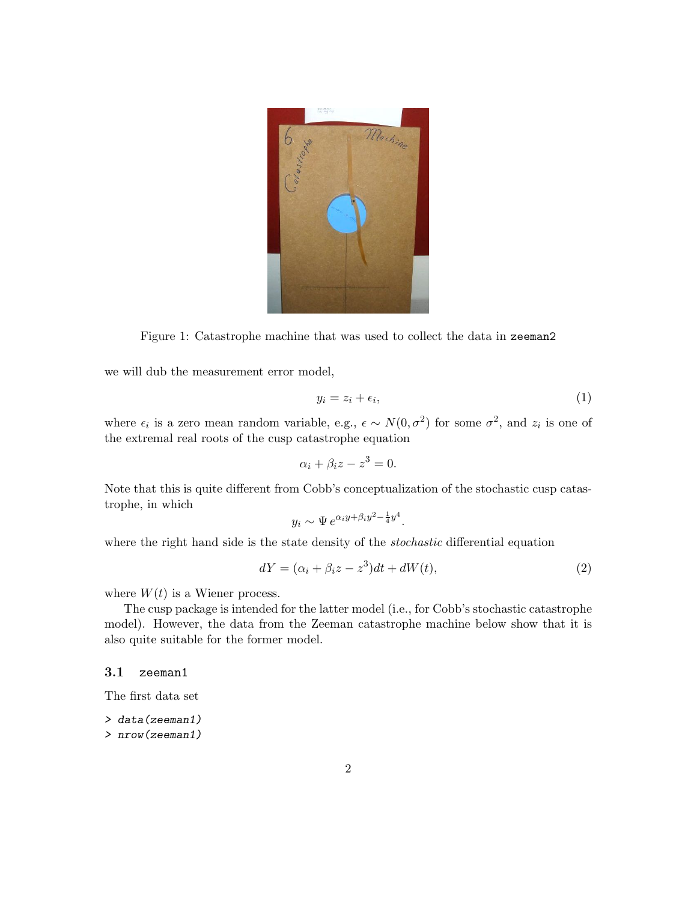Figure 1: Catastrophe machine that was used to collect the data in `zeeman2`

we will dub the measurement error model,

$$y_i = z_i + \epsilon_i, \tag{1}$$

where $\epsilon_i$ is a zero mean random variable, e.g., $\epsilon \sim N(0, \sigma^2)$ for some $\sigma^2$, and $z_i$ is one of the extremal real roots of the cusp catastrophe equation

$$\alpha_i + \beta_i z - z^3 = 0.$$

Note that this is quite different from Cobb's conceptualization of the stochastic cusp catastrophe, in which

$$y_i \sim \Psi\, e^{\alpha_i y + \beta_i y^2 - \frac{1}{4} y^4}.$$

where the right hand side is the state density of the *stochastic* differential equation

$$dY = (\alpha_i + \beta_i z - z^3)dt + dW(t), \tag{2}$$

where $W(t)$ is a Wiener process.

The cusp package is intended for the latter model (i.e., for Cobb's stochastic catastrophe model). However, the data from the Zeeman catastrophe machine below show that it is also quite suitable for the former model.

### 3.1 zeeman1

The first data set

```
> data(zeeman1)
> nrow(zeeman1)
```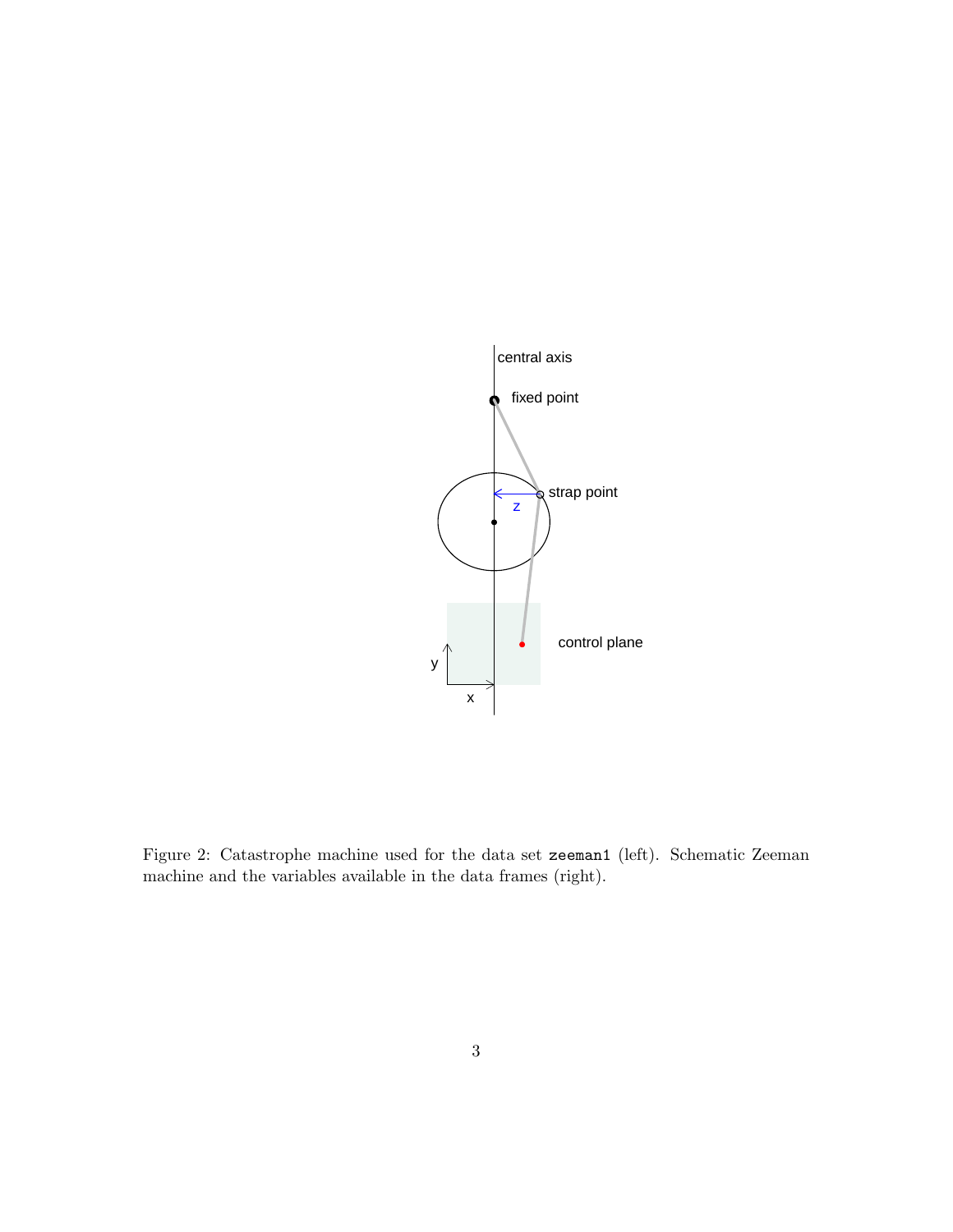Figure 2: Catastrophe machine used for the data set `zeeman1` (left). Schematic Zeeman machine and the variables available in the data frames (right).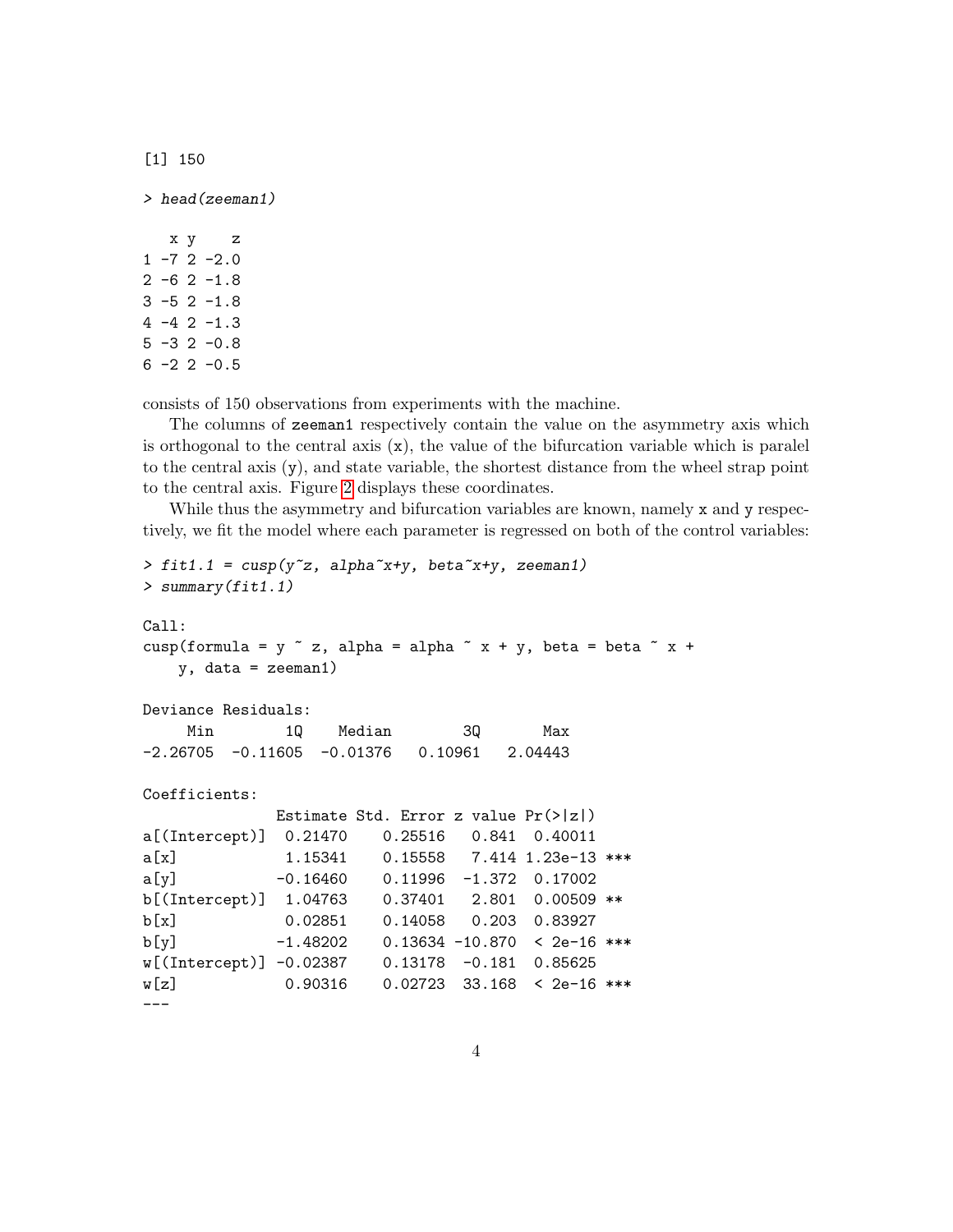```
[1] 150
```

```
> head(zeeman1)

   x y    z
1 -7 2 -2.0
2 -6 2 -1.8
3 -5 2 -1.8
4 -4 2 -1.3
5 -3 2 -0.8
6 -2 2 -0.5
```

consists of 150 observations from experiments with the machine.

The columns of `zeeman1` respectively contain the value on the asymmetry axis which is orthogonal to the central axis (`x`), the value of the bifurcation variable which is paralel to the central axis (`y`), and state variable, the shortest distance from the wheel strap point to the central axis. Figure 2 displays these coordinates.

While thus the asymmetry and bifurcation variables are known, namely `x` and `y` respectively, we fit the model where each parameter is regressed on both of the control variables:

```
> fit1.1 = cusp(y~z, alpha~x+y, beta~x+y, zeeman1)
> summary(fit1.1)

Call:
cusp(formula = y ~ z, alpha = alpha ~ x + y, beta = beta ~ x +
    y, data = zeeman1)

Deviance Residuals:
     Min        1Q    Median        3Q       Max
-2.26705  -0.11605  -0.01376   0.10961   2.04443

Coefficients:
               Estimate Std. Error z value Pr(>|z|)
a[(Intercept)]  0.21470    0.25516   0.841  0.40011
a[x]            1.15341    0.15558   7.414 1.23e-13 ***
a[y]           -0.16460    0.11996  -1.372  0.17002
b[(Intercept)]  1.04763    0.37401   2.801  0.00509 **
b[x]            0.02851    0.14058   0.203  0.83927
b[y]           -1.48202    0.13634 -10.870  < 2e-16 ***
w[(Intercept)] -0.02387    0.13178  -0.181  0.85625
w[z]            0.90316    0.02723  33.168  < 2e-16 ***
---
```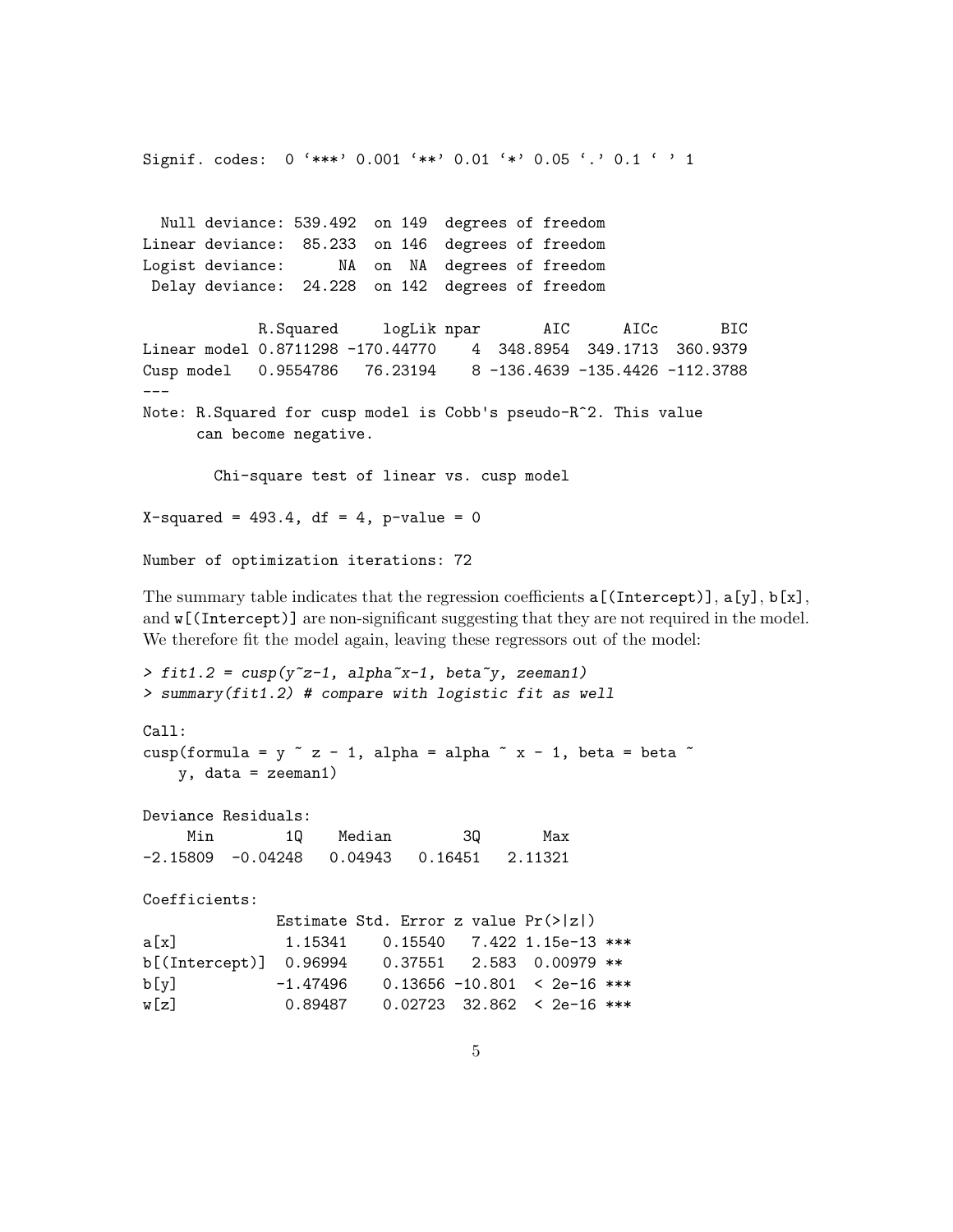```
Signif. codes:  0 '***' 0.001 '**' 0.01 '*' 0.05 '.' 0.1 ' ' 1


  Null deviance: 539.492  on 149  degrees of freedom
Linear deviance:  85.233  on 146  degrees of freedom
Logist deviance:      NA  on  NA  degrees of freedom
 Delay deviance:  24.228  on 142  degrees of freedom

             R.Squared     logLik npar       AIC      AICc       BIC
Linear model 0.8711298 -170.44770    4  348.8954  349.1713  360.9379
Cusp model   0.9554786   76.23194    8 -136.4639 -135.4426 -112.3788
---
Note: R.Squared for cusp model is Cobb's pseudo-R^2. This value
      can become negative.

        Chi-square test of linear vs. cusp model

X-squared = 493.4, df = 4, p-value = 0

Number of optimization iterations: 72
```

The summary table indicates that the regression coefficients a[(Intercept)], a[y], b[x], and w[(Intercept)] are non-significant suggesting that they are not required in the model. We therefore fit the model again, leaving these regressors out of the model:

```
> fit1.2 = cusp(y~z-1, alpha~x-1, beta~y, zeeman1)
> summary(fit1.2) # compare with logistic fit as well

Call:
cusp(formula = y ~ z - 1, alpha = alpha ~ x - 1, beta = beta ~
    y, data = zeeman1)

Deviance Residuals:
     Min        1Q    Median        3Q       Max
-2.15809  -0.04248   0.04943   0.16451   2.11321

Coefficients:
               Estimate Std. Error z value Pr(>|z|)
a[x]            1.15341    0.15540   7.422 1.15e-13 ***
b[(Intercept)]  0.96994    0.37551   2.583  0.00979 **
b[y]           -1.47496    0.13656 -10.801  < 2e-16 ***
w[z]            0.89487    0.02723  32.862  < 2e-16 ***
```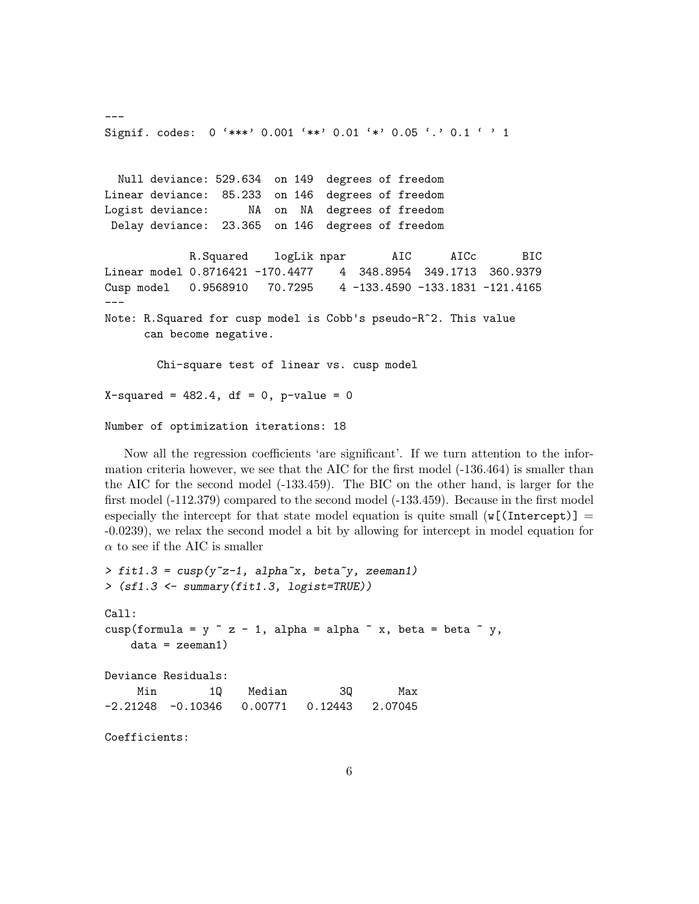```
---
Signif. codes:  0 '***' 0.001 '**' 0.01 '*' 0.05 '.' 0.1 ' ' 1


  Null deviance: 529.634  on 149  degrees of freedom
Linear deviance:  85.233  on 146  degrees of freedom
Logist deviance:      NA  on  NA  degrees of freedom
 Delay deviance:  23.365  on 146  degrees of freedom

             R.Squared    logLik npar       AIC      AICc       BIC
Linear model 0.8716421 -170.4477    4  348.8954  349.1713  360.9379
Cusp model   0.9568910   70.7295    4 -133.4590 -133.1831 -121.4165
---
Note: R.Squared for cusp model is Cobb's pseudo-R^2. This value
      can become negative.

        Chi-square test of linear vs. cusp model

X-squared = 482.4, df = 0, p-value = 0

Number of optimization iterations: 18
```

Now all the regression coefficients 'are significant'. If we turn attention to the information criteria however, we see that the AIC for the first model (-136.464) is smaller than the AIC for the second model (-133.459). The BIC on the other hand, is larger for the first model (-112.379) compared to the second model (-133.459). Because in the first model especially the intercept for that state model equation is quite small (`w[(Intercept)]` = -0.0239), we relax the second model a bit by allowing for intercept in model equation for $\alpha$ to see if the AIC is smaller

```
> fit1.3 = cusp(y~z-1, alpha~x, beta~y, zeeman1)
> (sf1.3 <- summary(fit1.3, logist=TRUE))

Call:
cusp(formula = y ~ z - 1, alpha = alpha ~ x, beta = beta ~ y,
    data = zeeman1)

Deviance Residuals:
     Min        1Q    Median        3Q       Max
-2.21248  -0.10346   0.00771   0.12443   2.07045

Coefficients:
```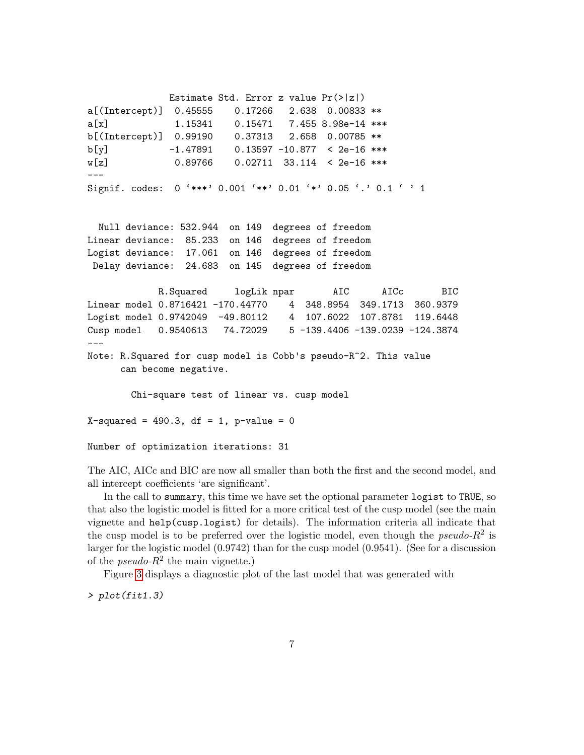```
              Estimate Std. Error z value Pr(>|z|)    
a[(Intercept)]  0.45555    0.17266   2.638  0.00833 ** 
a[x]            1.15341    0.15471   7.455 8.98e-14 ***
b[(Intercept)]  0.99190    0.37313   2.658  0.00785 ** 
b[y]           -1.47891    0.13597 -10.877  < 2e-16 ***
w[z]            0.89766    0.02711  33.114  < 2e-16 ***
---
Signif. codes:  0 '***' 0.001 '**' 0.01 '*' 0.05 '.' 0.1 ' ' 1


  Null deviance: 532.944  on 149  degrees of freedom
Linear deviance:  85.233  on 146  degrees of freedom
Logist deviance:  17.061  on 146  degrees of freedom
 Delay deviance:  24.683  on 145  degrees of freedom

             R.Squared     logLik npar       AIC      AICc       BIC
Linear model 0.8716421 -170.44770    4  348.8954  349.1713  360.9379
Logist model 0.9742049  -49.80112    4  107.6022  107.8781  119.6448
Cusp model   0.9540613   74.72029    5 -139.4406 -139.0239 -124.3874
---
Note: R.Squared for cusp model is Cobb's pseudo-R^2. This value
      can become negative.

        Chi-square test of linear vs. cusp model

X-squared = 490.3, df = 1, p-value = 0

Number of optimization iterations: 31
```

The AIC, AICc and BIC are now all smaller than both the first and the second model, and all intercept coefficients 'are significant'.

In the call to `summary`, this time we have set the optional parameter `logist` to `TRUE`, so that also the logistic model is fitted for a more critical test of the cusp model (see the main vignette and `help(cusp.logist)` for details). The information criteria all indicate that the cusp model is to be preferred over the logistic model, even though the *pseudo*-$R^2$ is larger for the logistic model (0.9742) than for the cusp model (0.9541). (See for a discussion of the *pseudo*-$R^2$ the main vignette.)

Figure 3 displays a diagnostic plot of the last model that was generated with

```
> plot(fit1.3)
```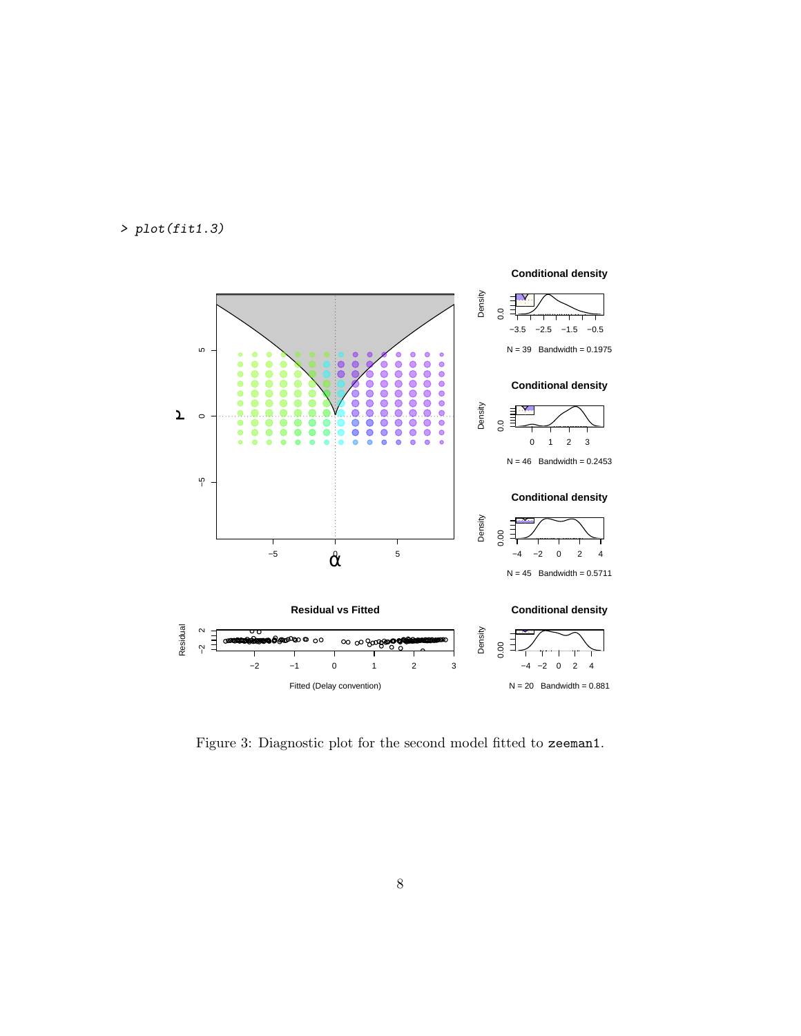```
> plot(fit1.3)
```

Figure 3: Diagnostic plot for the second model fitted to `zeeman1`.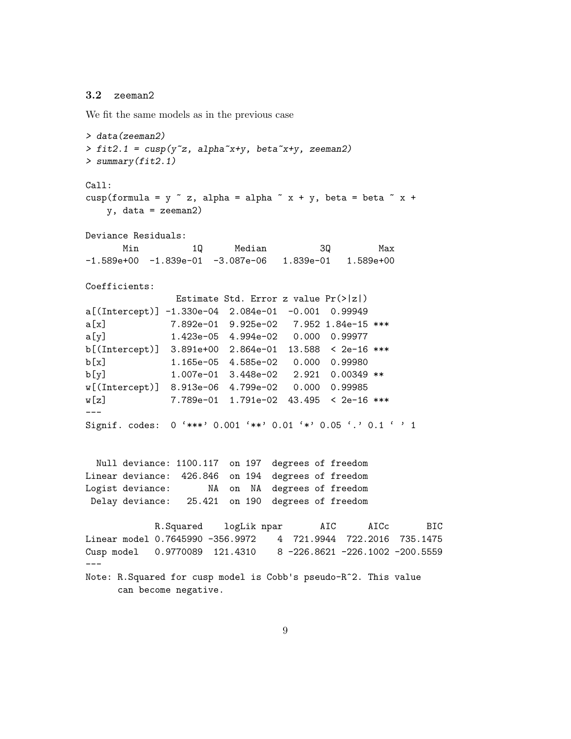### 3.2 zeeman2

We fit the same models as in the previous case

```
> data(zeeman2)
> fit2.1 = cusp(y~z, alpha~x+y, beta~x+y, zeeman2)
> summary(fit2.1)

Call:
cusp(formula = y ~ z, alpha = alpha ~ x + y, beta = beta ~ x +
    y, data = zeeman2)

Deviance Residuals:
      Min          1Q      Median          3Q         Max
-1.589e+00  -1.839e-01  -3.087e-06   1.839e-01   1.589e+00

Coefficients:
                Estimate Std. Error z value Pr(>|z|)
a[(Intercept)] -1.330e-04  2.084e-01  -0.001  0.99949
a[x]            7.892e-01  9.925e-02   7.952 1.84e-15 ***
a[y]            1.423e-05  4.994e-02   0.000  0.99977
b[(Intercept)]  3.891e+00  2.864e-01  13.588  < 2e-16 ***
b[x]            1.165e-05  4.585e-02   0.000  0.99980
b[y]            1.007e-01  3.448e-02   2.921  0.00349 **
w[(Intercept)]  8.913e-06  4.799e-02   0.000  0.99985
w[z]            7.789e-01  1.791e-02  43.495  < 2e-16 ***
---
Signif. codes:  0 '***' 0.001 '**' 0.01 '*' 0.05 '.' 0.1 ' ' 1


  Null deviance: 1100.117  on 197  degrees of freedom
Linear deviance:  426.846  on 194  degrees of freedom
Logist deviance:       NA  on  NA  degrees of freedom
 Delay deviance:   25.421  on 190  degrees of freedom

             R.Squared    logLik npar       AIC      AICc       BIC
Linear model 0.7645990 -356.9972    4  721.9944  722.2016  735.1475
Cusp model   0.9770089  121.4310    8 -226.8621 -226.1002 -200.5559
---
Note: R.Squared for cusp model is Cobb's pseudo-R^2. This value
      can become negative.
```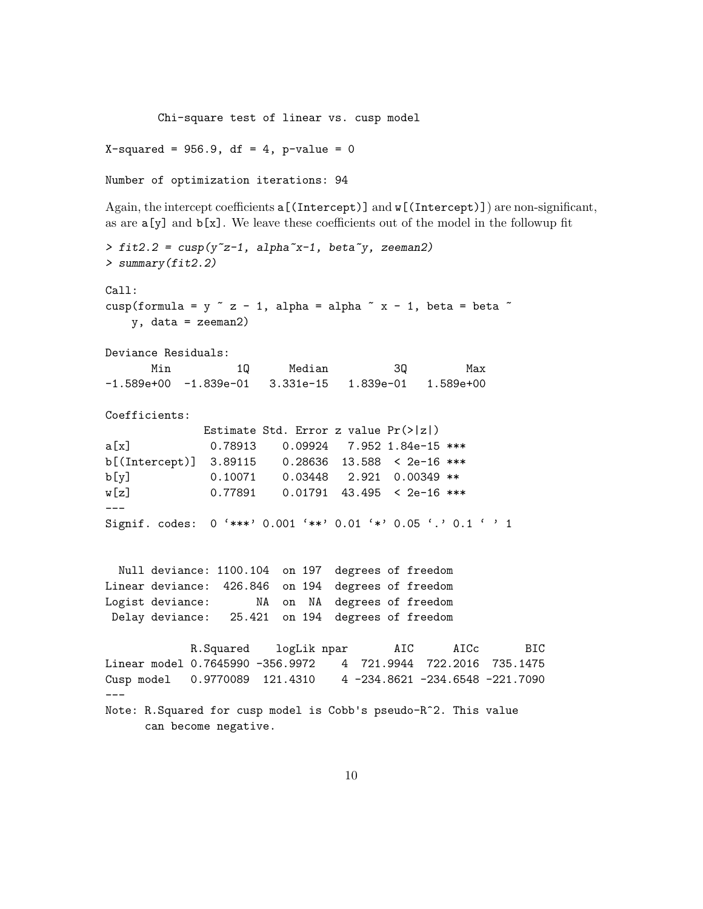```
        Chi-square test of linear vs. cusp model

X-squared = 956.9, df = 4, p-value = 0

Number of optimization iterations: 94
```

Again, the intercept coefficients a[(Intercept)] and w[(Intercept)]) are non-significant, as are a[y] and b[x]. We leave these coefficients out of the model in the followup fit

```
> fit2.2 = cusp(y~z-1, alpha~x-1, beta~y, zeeman2)
> summary(fit2.2)

Call:
cusp(formula = y ~ z - 1, alpha = alpha ~ x - 1, beta = beta ~
    y, data = zeeman2)

Deviance Residuals:
       Min          1Q      Median          3Q         Max
-1.589e+00  -1.839e-01   3.331e-15   1.839e-01   1.589e+00

Coefficients:
               Estimate Std. Error z value Pr(>|z|)
a[x]            0.78913    0.09924   7.952 1.84e-15 ***
b[(Intercept)]  3.89115    0.28636  13.588  < 2e-16 ***
b[y]            0.10071    0.03448   2.921  0.00349 **
w[z]            0.77891    0.01791  43.495  < 2e-16 ***
---
Signif. codes:  0 '***' 0.001 '**' 0.01 '*' 0.05 '.' 0.1 ' ' 1


  Null deviance: 1100.104  on 197  degrees of freedom
Linear deviance:  426.846  on 194  degrees of freedom
Logist deviance:       NA  on  NA  degrees of freedom
 Delay deviance:   25.421  on 194  degrees of freedom

             R.Squared    logLik npar       AIC      AICc       BIC
Linear model 0.7645990 -356.9972    4  721.9944  722.2016  735.1475
Cusp model   0.9770089  121.4310    4 -234.8621 -234.6548 -221.7090
---
Note: R.Squared for cusp model is Cobb's pseudo-R^2. This value
      can become negative.
```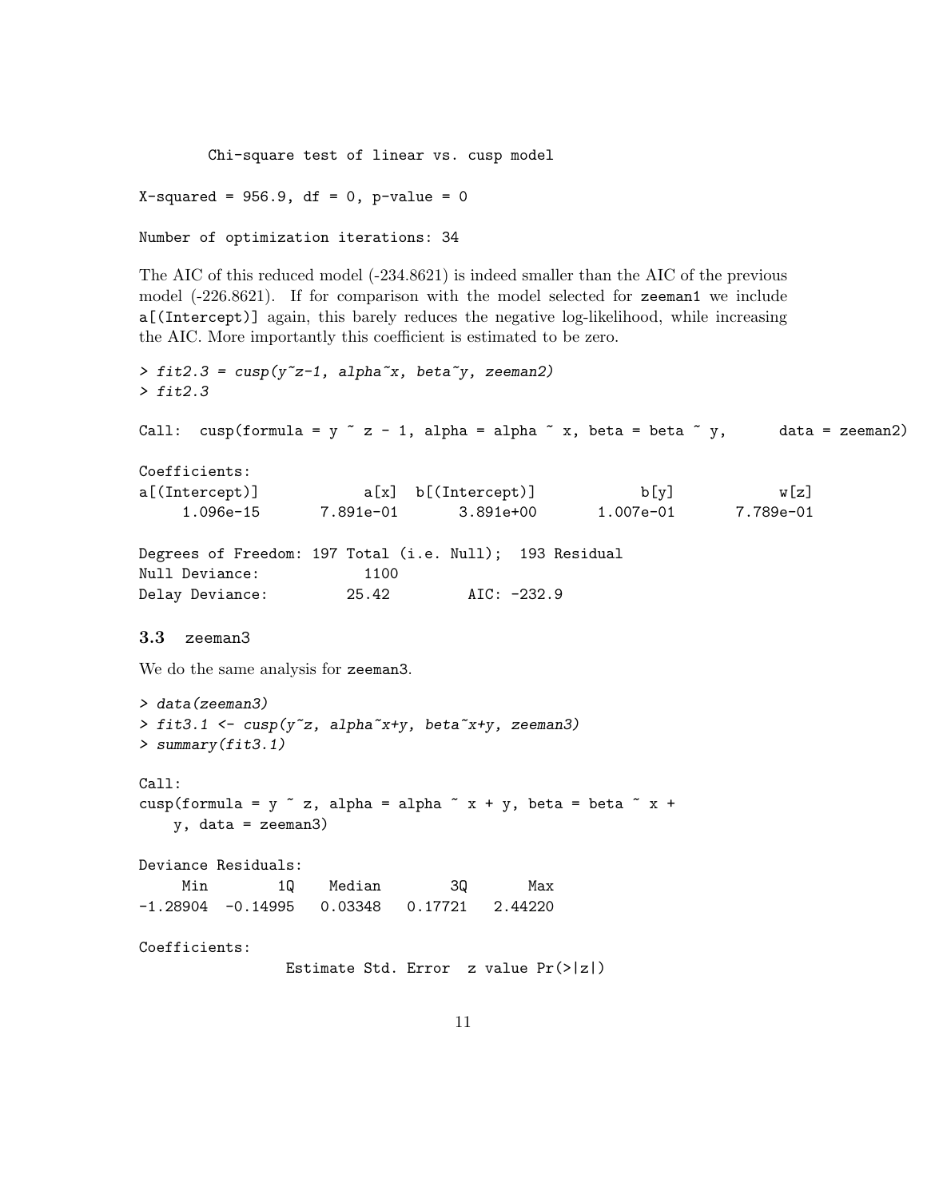```
        Chi-square test of linear vs. cusp model

X-squared = 956.9, df = 0, p-value = 0

Number of optimization iterations: 34
```

The AIC of this reduced model (-234.8621) is indeed smaller than the AIC of the previous model (-226.8621). If for comparison with the model selected for `zeeman1` we include `a[(Intercept)]` again, this barely reduces the negative log-likelihood, while increasing the AIC. More importantly this coefficient is estimated to be zero.

```
> fit2.3 = cusp(y~z-1, alpha~x, beta~y, zeeman2)
> fit2.3

Call:  cusp(formula = y ~ z - 1, alpha = alpha ~ x, beta = beta ~ y,      data = zeeman2)

Coefficients:
a[(Intercept)]            a[x]  b[(Intercept)]            b[y]            w[z]
     1.096e-15       7.891e-01       3.891e+00       1.007e-01       7.789e-01

Degrees of Freedom: 197 Total (i.e. Null);  193 Residual
Null Deviance:           1100
Delay Deviance:         25.42         AIC: -232.9
```

### 3.3 zeeman3

We do the same analysis for `zeeman3`.

```
> data(zeeman3)
> fit3.1 <- cusp(y~z, alpha~x+y, beta~x+y, zeeman3)
> summary(fit3.1)

Call:
cusp(formula = y ~ z, alpha = alpha ~ x + y, beta = beta ~ x +
    y, data = zeeman3)

Deviance Residuals:
     Min        1Q    Median        3Q       Max
-1.28904  -0.14995   0.03348   0.17721   2.44220

Coefficients:
                 Estimate Std. Error  z value Pr(>|z|)
```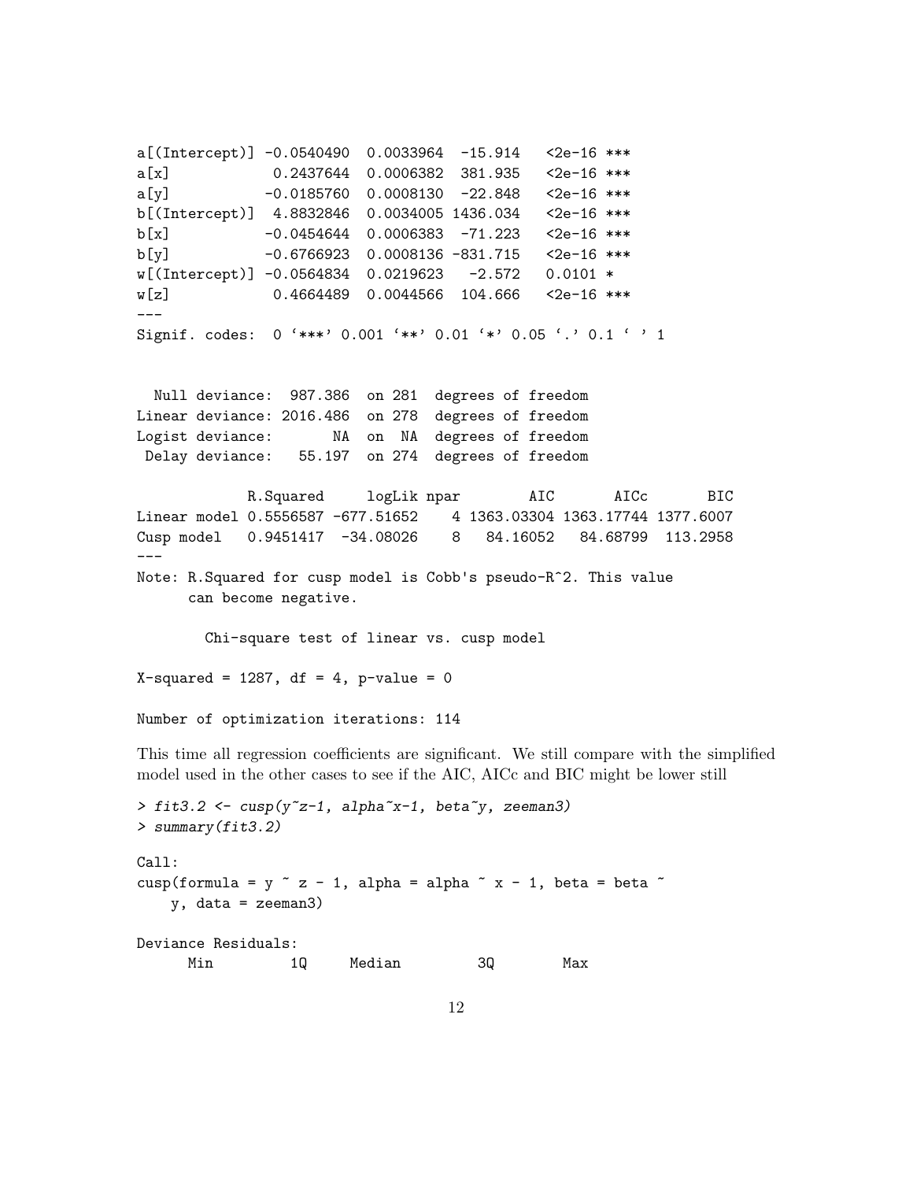```
a[(Intercept)] -0.0540490  0.0033964  -15.914   <2e-16 ***
a[x]            0.2437644  0.0006382  381.935   <2e-16 ***
a[y]           -0.0185760  0.0008130  -22.848   <2e-16 ***
b[(Intercept)]  4.8832846  0.0034005 1436.034   <2e-16 ***
b[x]           -0.0454644  0.0006383  -71.223   <2e-16 ***
b[y]           -0.6766923  0.0008136 -831.715   <2e-16 ***
w[(Intercept)] -0.0564834  0.0219623   -2.572   0.0101 *
w[z]            0.4664489  0.0044566  104.666   <2e-16 ***
---
Signif. codes:  0 '***' 0.001 '**' 0.01 '*' 0.05 '.' 0.1 ' ' 1


  Null deviance:  987.386  on 281  degrees of freedom
Linear deviance: 2016.486  on 278  degrees of freedom
Logist deviance:       NA  on  NA  degrees of freedom
 Delay deviance:   55.197  on 274  degrees of freedom

             R.Squared     logLik npar        AIC       AICc       BIC
Linear model 0.5556587 -677.51652    4 1363.03304 1363.17744 1377.6007
Cusp model   0.9451417  -34.08026    8   84.16052   84.68799  113.2958
---
Note: R.Squared for cusp model is Cobb's pseudo-R^2. This value
      can become negative.

        Chi-square test of linear vs. cusp model

X-squared = 1287, df = 4, p-value = 0

Number of optimization iterations: 114
```

This time all regression coefficients are significant. We still compare with the simplified model used in the other cases to see if the AIC, AICc and BIC might be lower still

```
> fit3.2 <- cusp(y~z-1, alpha~x-1, beta~y, zeeman3)
> summary(fit3.2)

Call:
cusp(formula = y ~ z - 1, alpha = alpha ~ x - 1, beta = beta ~
    y, data = zeeman3)

Deviance Residuals:
      Min        1Q    Median        3Q       Max
```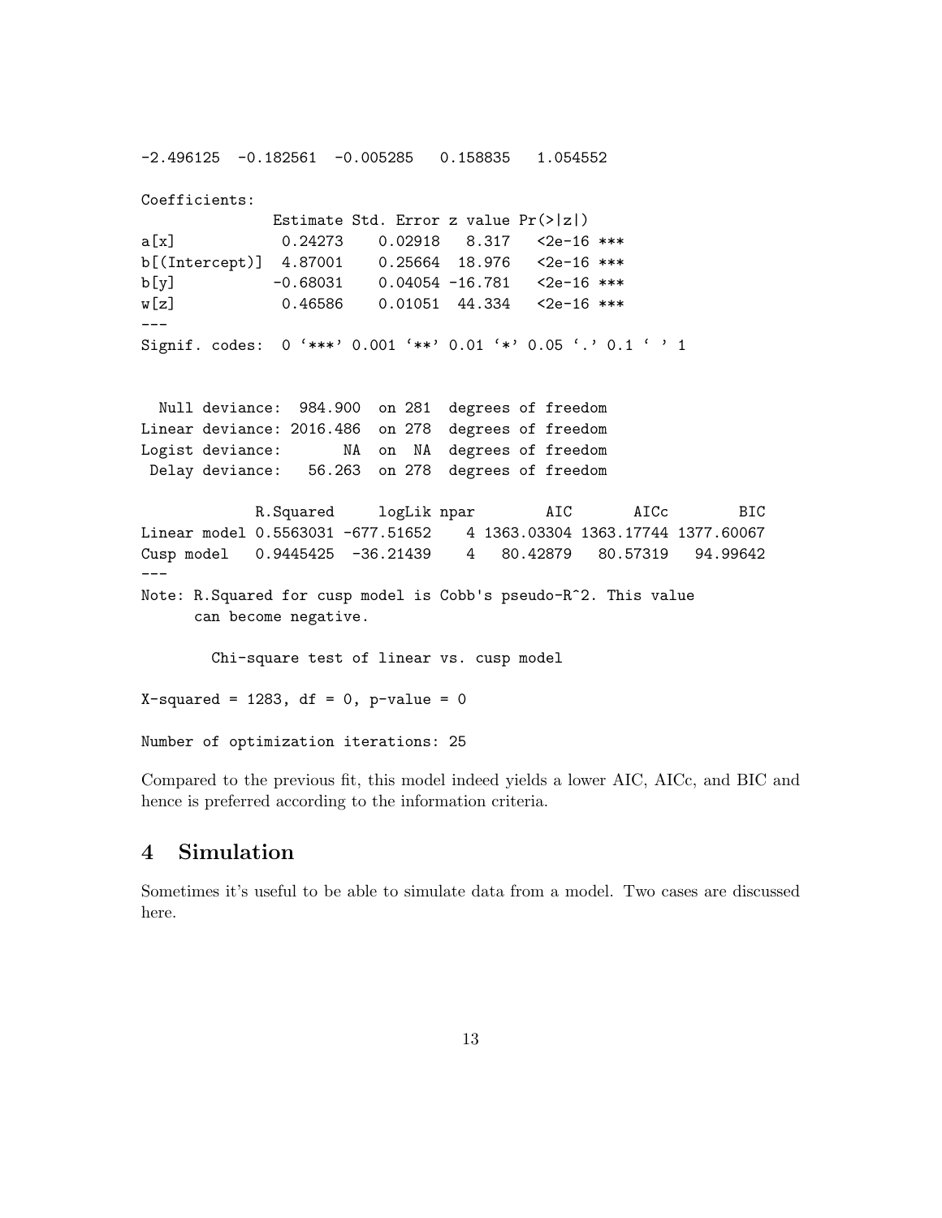```
-2.496125  -0.182561  -0.005285   0.158835   1.054552

Coefficients:
              Estimate Std. Error z value Pr(>|z|)    
a[x]           0.24273    0.02918   8.317   <2e-16 ***
b[(Intercept)]  4.87001    0.25664  18.976   <2e-16 ***
b[y]          -0.68031    0.04054 -16.781   <2e-16 ***
w[z]           0.46586    0.01051  44.334   <2e-16 ***
---
Signif. codes:  0 '***' 0.001 '**' 0.01 '*' 0.05 '.' 0.1 ' ' 1


  Null deviance:  984.900  on 281  degrees of freedom
Linear deviance: 2016.486  on 278  degrees of freedom
Logist deviance:       NA  on  NA  degrees of freedom
 Delay deviance:   56.263  on 278  degrees of freedom

             R.Squared     logLik npar        AIC       AICc        BIC
Linear model 0.5563031 -677.51652    4 1363.03304 1363.17744 1377.60067
Cusp model   0.9445425  -36.21439    4   80.42879   80.57319   94.99642
---
Note: R.Squared for cusp model is Cobb's pseudo-R^2. This value
      can become negative.

        Chi-square test of linear vs. cusp model

X-squared = 1283, df = 0, p-value = 0

Number of optimization iterations: 25
```

Compared to the previous fit, this model indeed yields a lower AIC, AICc, and BIC and hence is preferred according to the information criteria.

## 4 Simulation

Sometimes it's useful to be able to simulate data from a model. Two cases are discussed here.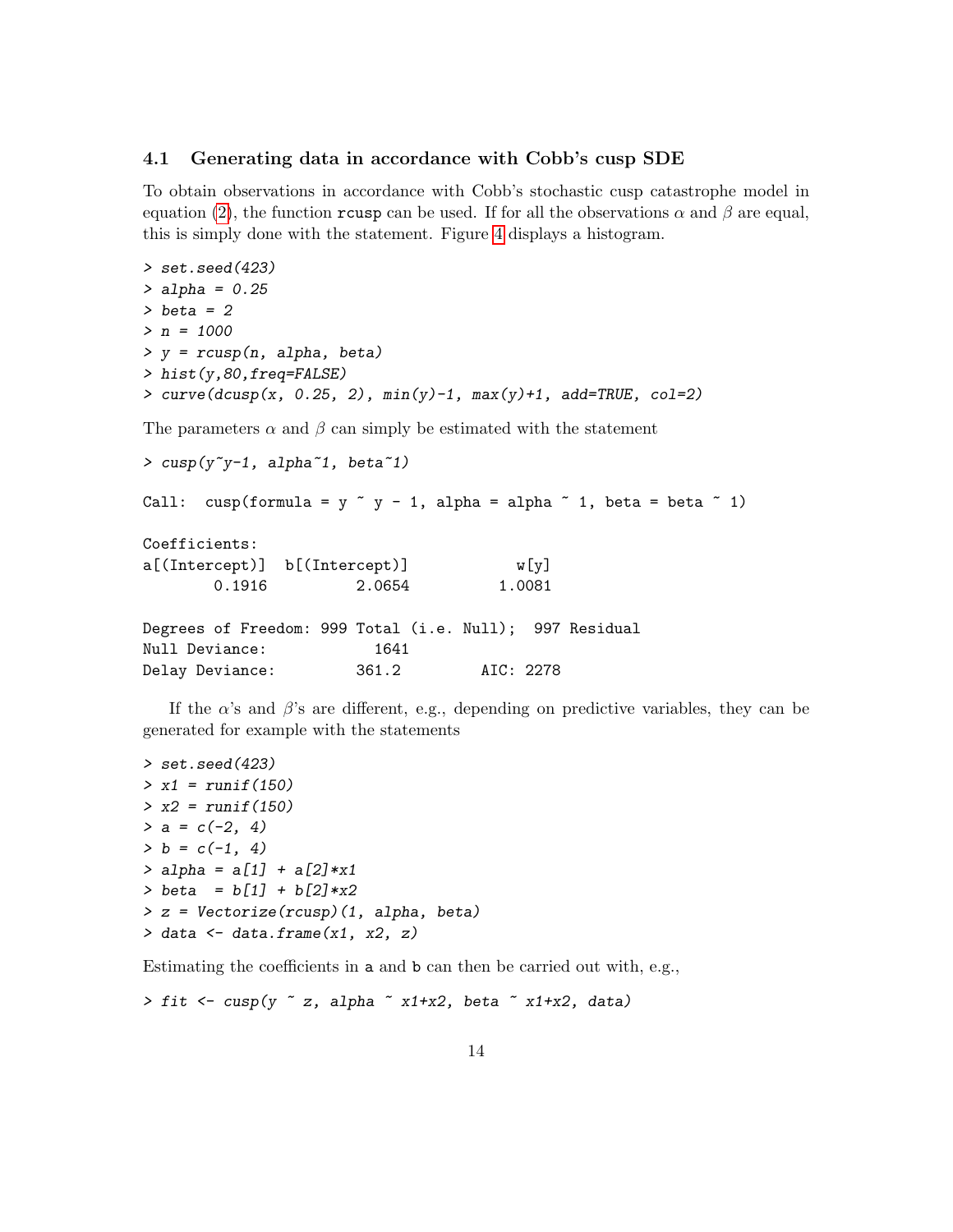### 4.1 Generating data in accordance with Cobb's cusp SDE

To obtain observations in accordance with Cobb's stochastic cusp catastrophe model in equation (2), the function `rcusp` can be used. If for all the observations $\alpha$ and $\beta$ are equal, this is simply done with the statement. Figure 4 displays a histogram.

```
> set.seed(423)
> alpha = 0.25
> beta = 2
> n = 1000
> y = rcusp(n, alpha, beta)
> hist(y,80,freq=FALSE)
> curve(dcusp(x, 0.25, 2), min(y)-1, max(y)+1, add=TRUE, col=2)
```

The parameters $\alpha$ and $\beta$ can simply be estimated with the statement

```
> cusp(y~y-1, alpha~1, beta~1)

Call:  cusp(formula = y ~ y - 1, alpha = alpha ~ 1, beta = beta ~ 1)

Coefficients:
a[(Intercept)]  b[(Intercept)]            w[y]
        0.1916          2.0654          1.0081

Degrees of Freedom: 999 Total (i.e. Null);  997 Residual
Null Deviance:            1641
Delay Deviance:          361.2        AIC: 2278
```

If the $\alpha$'s and $\beta$'s are different, e.g., depending on predictive variables, they can be generated for example with the statements

```
> set.seed(423)
> x1 = runif(150)
> x2 = runif(150)
> a = c(-2, 4)
> b = c(-1, 4)
> alpha = a[1] + a[2]*x1
> beta  = b[1] + b[2]*x2
> z = Vectorize(rcusp)(1, alpha, beta)
> data <- data.frame(x1, x2, z)
```

Estimating the coefficients in `a` and `b` can then be carried out with, e.g.,

```
> fit <- cusp(y ~ z, alpha ~ x1+x2, beta ~ x1+x2, data)
```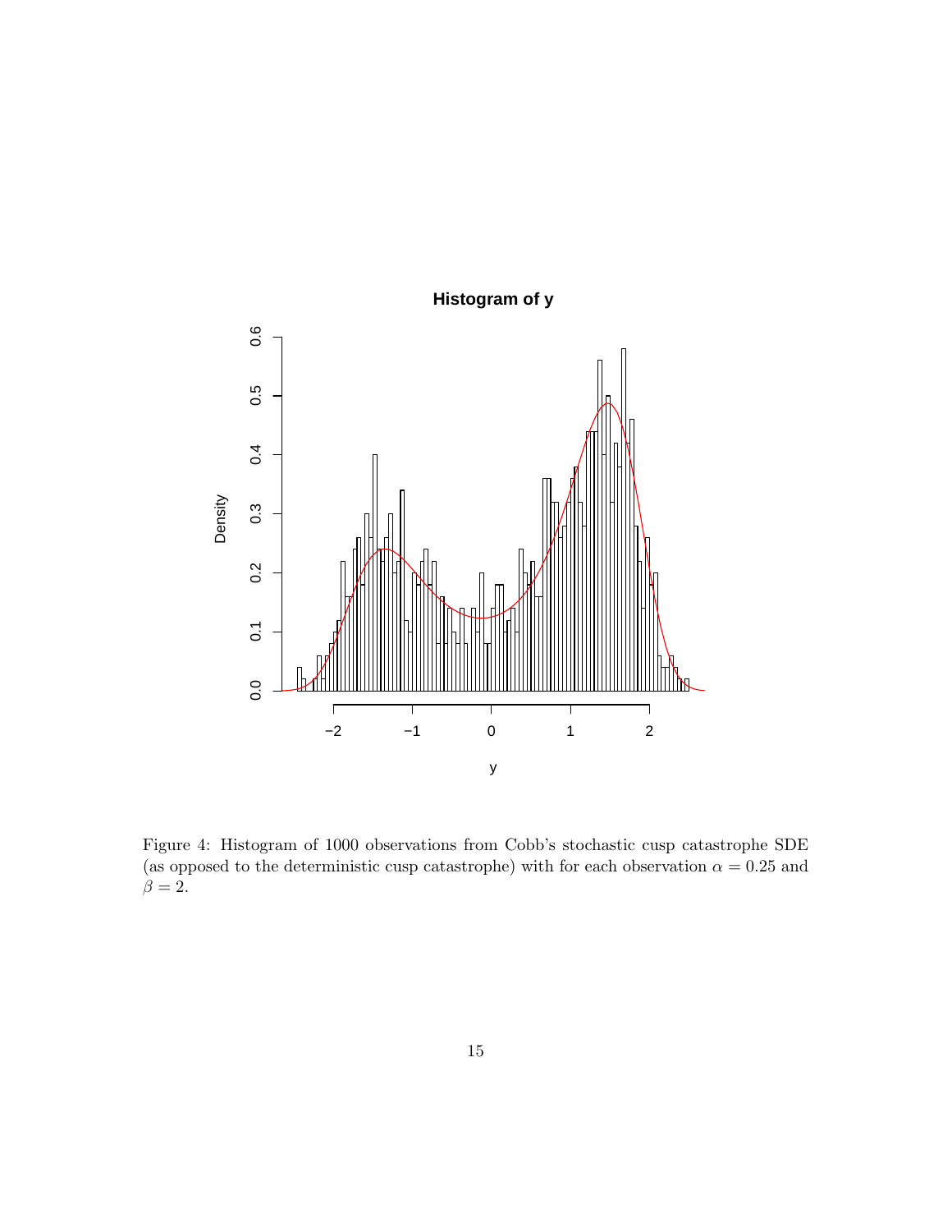Figure 4: Histogram of 1000 observations from Cobb's stochastic cusp catastrophe SDE (as opposed to the deterministic cusp catastrophe) with for each observation $\alpha = 0.25$ and $\beta = 2$.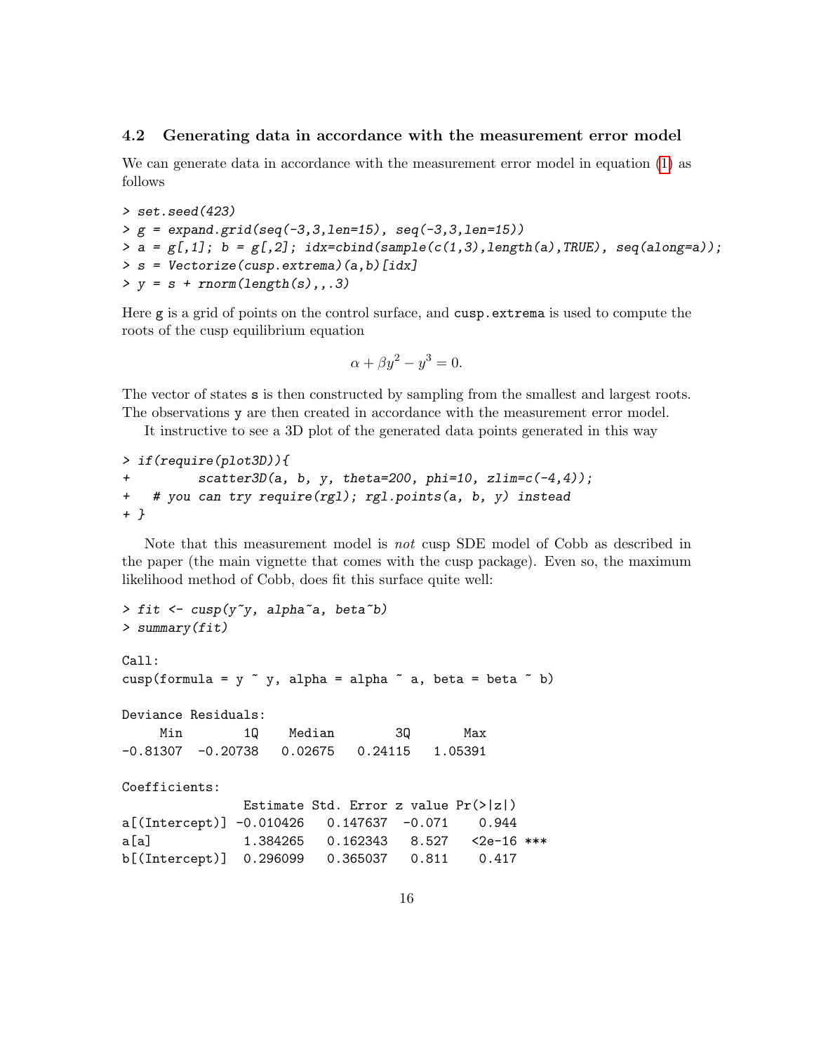### 4.2 Generating data in accordance with the measurement error model

We can generate data in accordance with the measurement error model in equation (1) as follows

```
> set.seed(423)
> g = expand.grid(seq(-3,3,len=15), seq(-3,3,len=15))
> a = g[,1]; b = g[,2]; idx=cbind(sample(c(1,3),length(a),TRUE), seq(along=a));
> s = Vectorize(cusp.extrema)(a,b)[idx]
> y = s + rnorm(length(s),,.3)
```

Here g is a grid of points on the control surface, and cusp.extrema is used to compute the roots of the cusp equilibrium equation

$$\alpha + \beta y^2 - y^3 = 0.$$

The vector of states s is then constructed by sampling from the smallest and largest roots. The observations y are then created in accordance with the measurement error model.

It instructive to see a 3D plot of the generated data points generated in this way

```
> if(require(plot3D)){
+         scatter3D(a, b, y, theta=200, phi=10, zlim=c(-4,4));
+   # you can try require(rgl); rgl.points(a, b, y) instead
+ }
```

Note that this measurement model is *not* cusp SDE model of Cobb as described in the paper (the main vignette that comes with the cusp package). Even so, the maximum likelihood method of Cobb, does fit this surface quite well:

```
> fit <- cusp(y~y, alpha~a, beta~b)
> summary(fit)

Call:
cusp(formula = y ~ y, alpha = alpha ~ a, beta = beta ~ b)

Deviance Residuals:
     Min        1Q    Median        3Q       Max
-0.81307  -0.20738   0.02675   0.24115   1.05391

Coefficients:
                Estimate Std. Error z value Pr(>|z|)
a[(Intercept)] -0.010426   0.147637  -0.071    0.944
a[a]            1.384265   0.162343   8.527   <2e-16 ***
b[(Intercept)]  0.296099   0.365037   0.811    0.417
```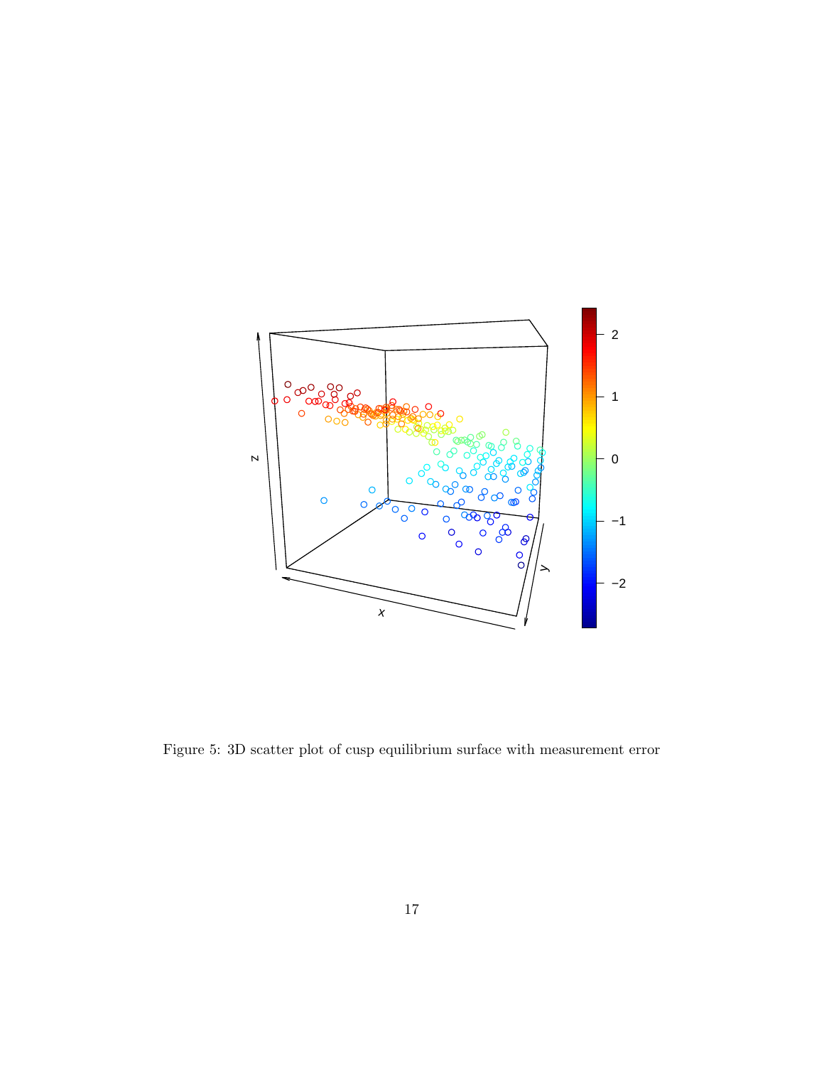Figure 5: 3D scatter plot of cusp equilibrium surface with measurement error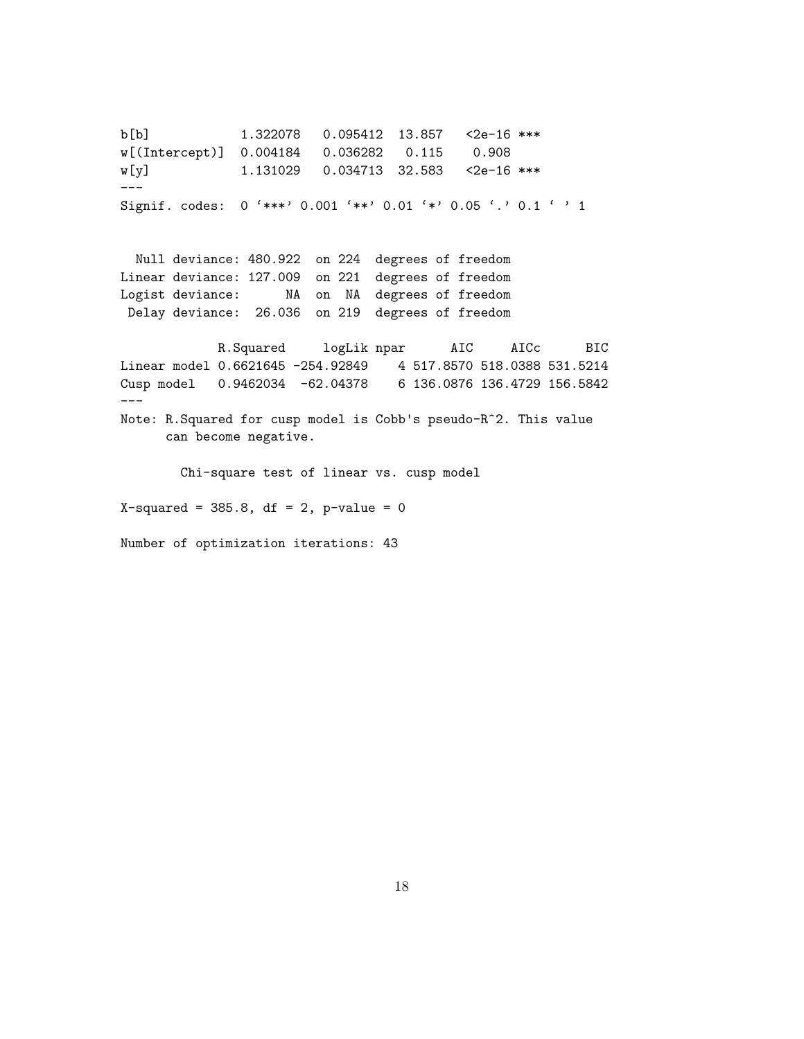```
b[b]            1.322078   0.095412  13.857   <2e-16 ***
w[(Intercept)]  0.004184   0.036282   0.115    0.908
w[y]            1.131029   0.034713  32.583   <2e-16 ***
---
Signif. codes:  0 '***' 0.001 '**' 0.01 '*' 0.05 '.' 0.1 ' ' 1


  Null deviance: 480.922  on 224  degrees of freedom
Linear deviance: 127.009  on 221  degrees of freedom
Logist deviance:      NA  on  NA  degrees of freedom
 Delay deviance:  26.036  on 219  degrees of freedom

             R.Squared     logLik npar      AIC     AICc      BIC
Linear model 0.6621645 -254.92849    4 517.8570 518.0388 531.5214
Cusp model   0.9462034  -62.04378    6 136.0876 136.4729 156.5842
---
Note: R.Squared for cusp model is Cobb's pseudo-R^2. This value
      can become negative.

        Chi-square test of linear vs. cusp model

X-squared = 385.8, df = 2, p-value = 0

Number of optimization iterations: 43
```